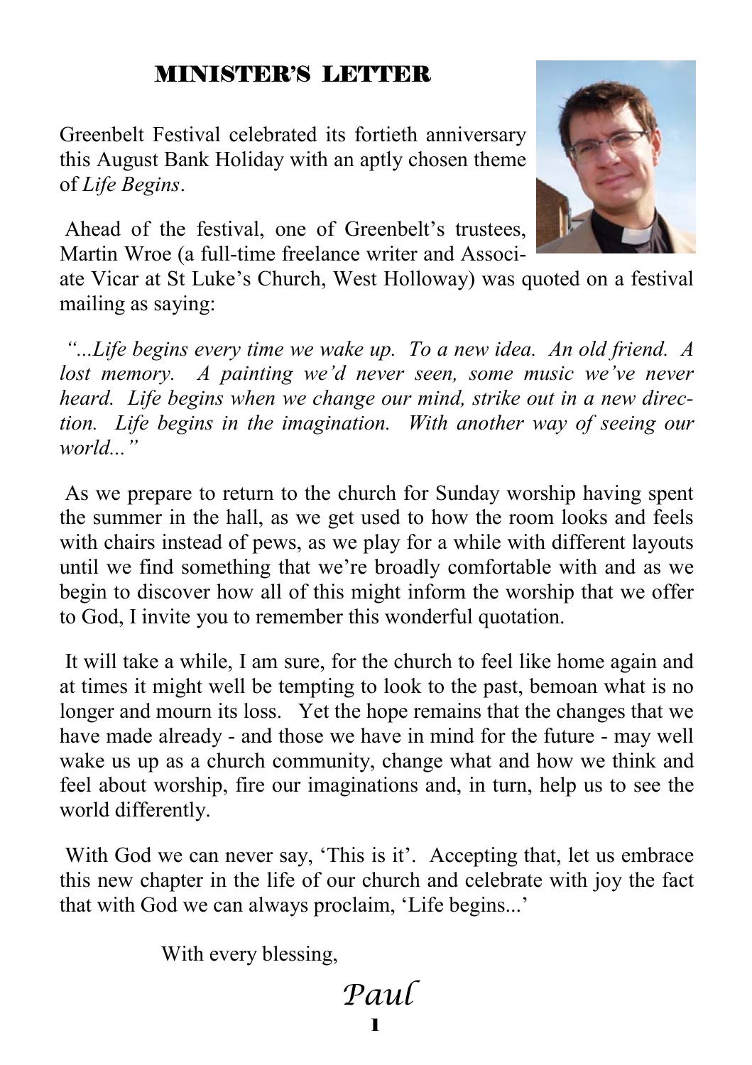## MINISTER'S LETTER

Greenbelt Festival celebrated its fortieth anniversary this August Bank Holiday with an aptly chosen theme of *Life Begins*.

Ahead of the festival, one of Greenbelt's trustees, Martin Wroe (a full-time freelance writer and Associate Vicar at St Luke's Church, West Holloway) was quoted on a festival mailing as saying:

*"...Life begins every time we wake up. To a new idea. An old friend. A lost memory. A painting we'd never seen, some music we've never heard. Life begins when we change our mind, strike out in a new direction. Life begins in the imagination. With another way of seeing our world..."*

As we prepare to return to the church for Sunday worship having spent the summer in the hall, as we get used to how the room looks and feels with chairs instead of pews, as we play for a while with different layouts until we find something that we're broadly comfortable with and as we begin to discover how all of this might inform the worship that we offer to God, I invite you to remember this wonderful quotation.

It will take a while, I am sure, for the church to feel like home again and at times it might well be tempting to look to the past, bemoan what is no longer and mourn its loss. Yet the hope remains that the changes that we have made already - and those we have in mind for the future - may well wake us up as a church community, change what and how we think and feel about worship, fire our imaginations and, in turn, help us to see the world differently.

With God we can never say, 'This is it'. Accepting that, let us embrace this new chapter in the life of our church and celebrate with joy the fact that with God we can always proclaim, 'Life begins...'

With every blessing,

*Paul*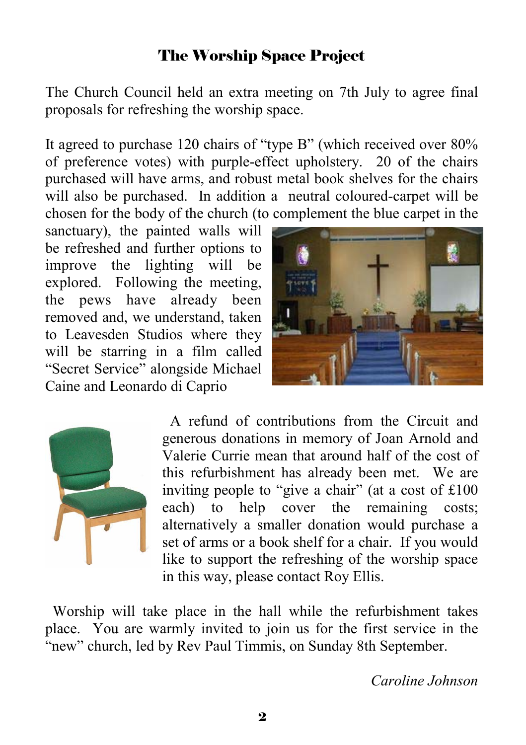## The Worship Space Project

The Church Council held an extra meeting on 7th July to agree final proposals for refreshing the worship space.

It agreed to purchase 120 chairs of "type B" (which received over 80% of preference votes) with purple-effect upholstery. 20 of the chairs purchased will have arms, and robust metal book shelves for the chairs will also be purchased. In addition a neutral coloured-carpet will be chosen for the body of the church (to complement the blue carpet in the sanctuary), the painted walls will be refreshed and further options to improve the lighting will be explored. Following the meeting, the pews have already been removed and, we understand, taken to Leavesden Studios where they will be starring in a film called "Secret Service" alongside Michael Caine and Leonardo di Caprio

A refund of contributions from the Circuit and generous donations in memory of Joan Arnold and Valerie Currie mean that around half of the cost of this refurbishment has already been met. We are inviting people to "give a chair" (at a cost of £100 each) to help cover the remaining costs; alternatively a smaller donation would purchase a set of arms or a book shelf for a chair. If you would like to support the refreshing of the worship space in this way, please contact Roy Ellis.

Worship will take place in the hall while the refurbishment takes place. You are warmly invited to join us for the first service in the "new" church, led by Rev Paul Timmis, on Sunday 8th September.

*Caroline Johnson*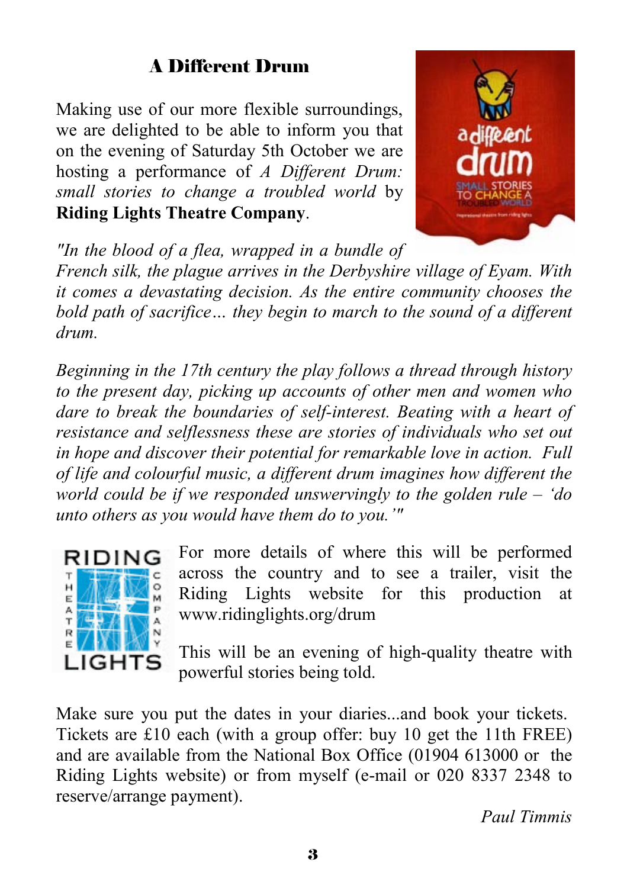## A Different Drum

Making use of our more flexible surroundings, we are delighted to be able to inform you that on the evening of Saturday 5th October we are hosting a performance of *A Different Drum: small stories to change a troubled world* by **Riding Lights Theatre Company**.

*"In the blood of a flea, wrapped in a bundle of French silk, the plague arrives in the Derbyshire village of Eyam. With it comes a devastating decision. As the entire community chooses the bold path of sacrifice… they begin to march to the sound of a different drum.*

*Beginning in the 17th century the play follows a thread through history to the present day, picking up accounts of other men and women who dare to break the boundaries of self-interest. Beating with a heart of resistance and selflessness these are stories of individuals who set out in hope and discover their potential for remarkable love in action. Full of life and colourful music, a different drum imagines how different the world could be if we responded unswervingly to the golden rule – 'do unto others as you would have them do to you.'"*

For more details of where this will be performed across the country and to see a trailer, visit the Riding Lights website for this production at www.ridinglights.org/drum

This will be an evening of high-quality theatre with powerful stories being told.

Make sure you put the dates in your diaries...and book your tickets. Tickets are £10 each (with a group offer: buy 10 get the 11th FREE) and are available from the National Box Office (01904 613000 or the Riding Lights website) or from myself (e-mail or 020 8337 2348 to reserve/arrange payment).

*Paul Timmis*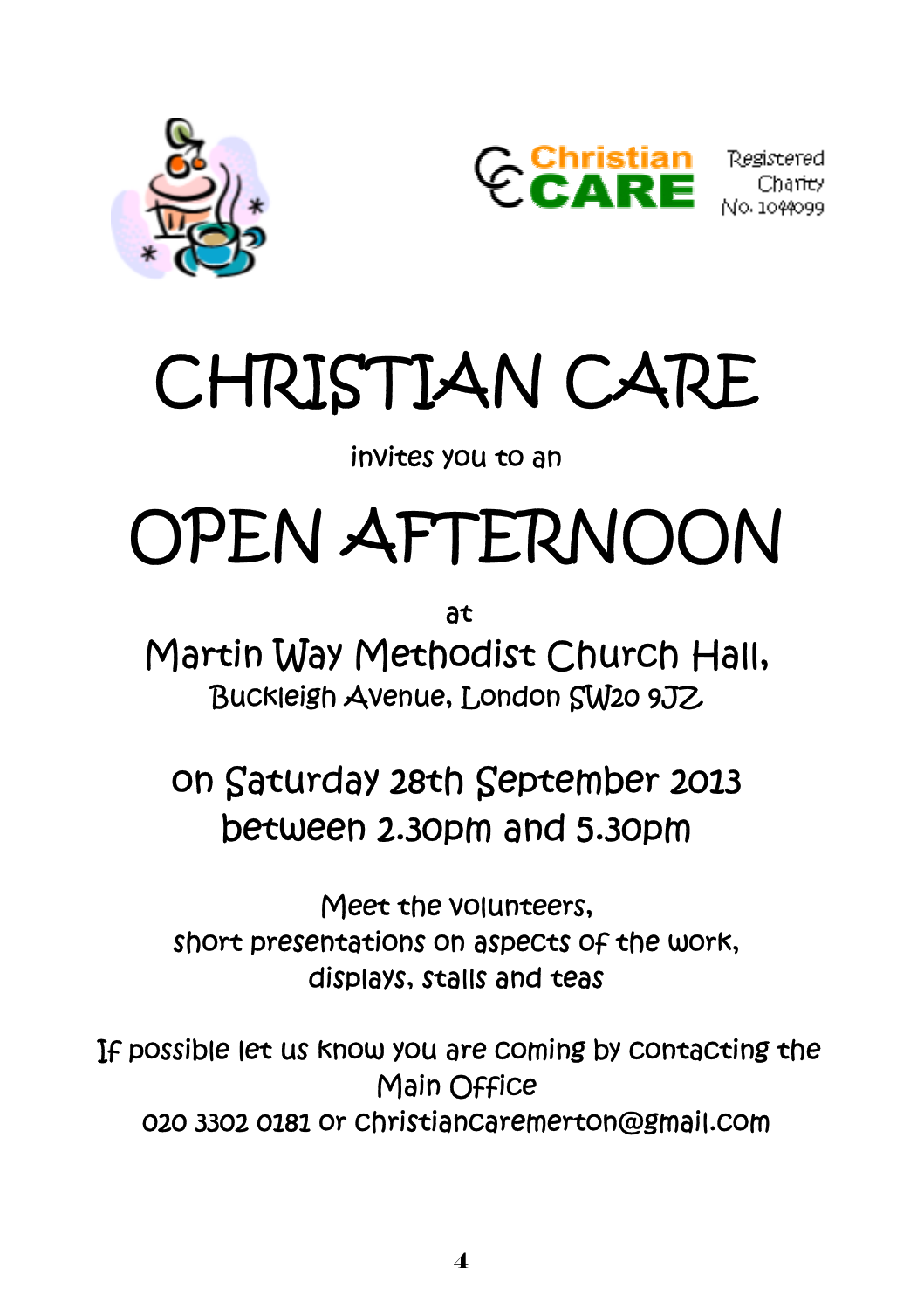Christian CARE

Registered Charity No. 1044099

# CHRISTIAN CARE

invites you to an

# OPEN AFTERNOON

at

## Martin Way Methodist Church Hall,

Buckleigh Avenue, London SW20 9JZ

## on Saturday 28th September 2013 between 2.30pm and 5.30pm

Meet the volunteers,
short presentations on aspects of the work,
displays, stalls and teas

If possible let us know you are coming by contacting the Main Office
020 3302 0181 or christiancaremerton@gmail.com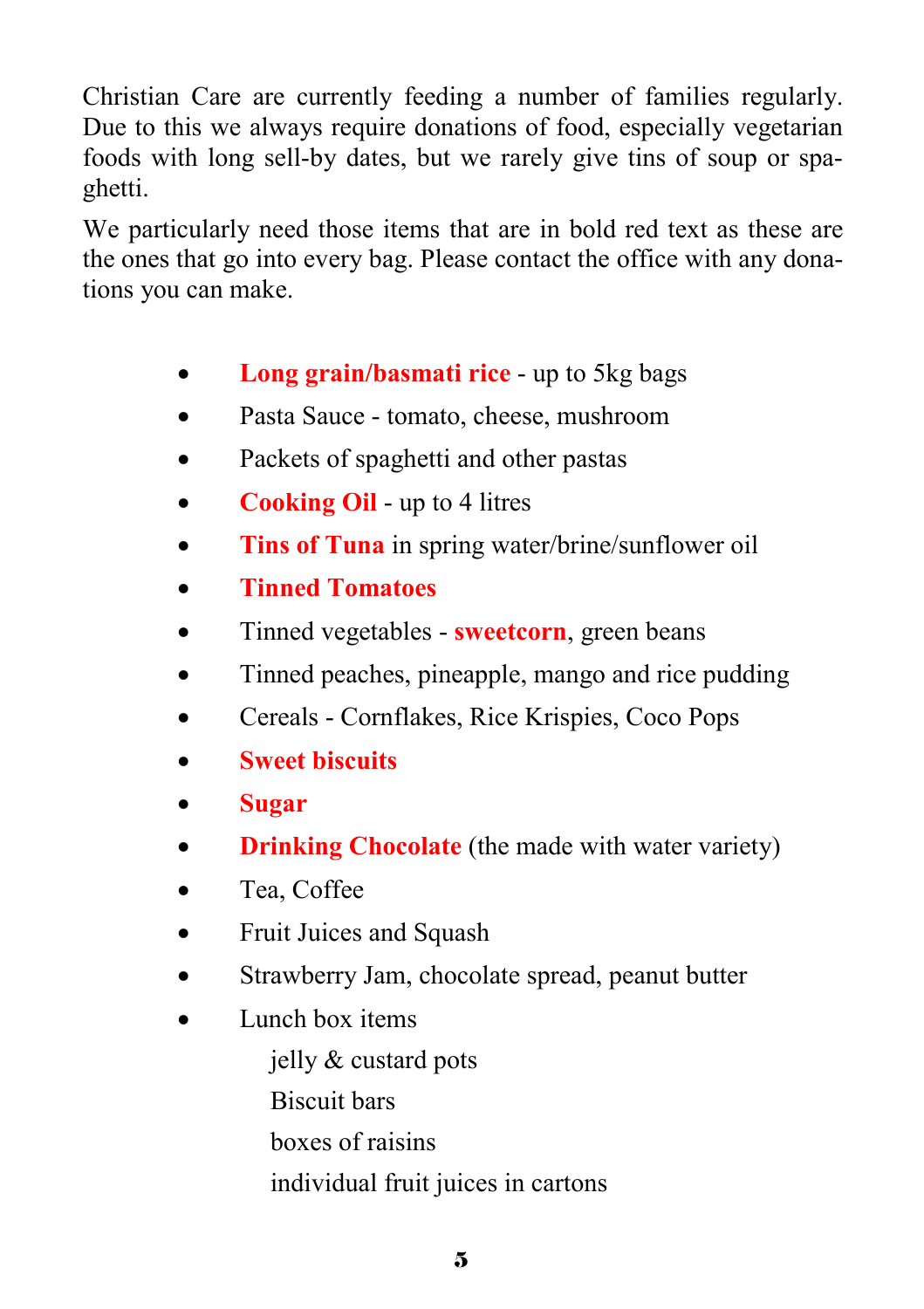Christian Care are currently feeding a number of families regularly. Due to this we always require donations of food, especially vegetarian foods with long sell-by dates, but we rarely give tins of soup or spaghetti.

We particularly need those items that are in bold red text as these are the ones that go into every bag. Please contact the office with any donations you can make.

- **Long grain/basmati rice** - up to 5kg bags
- Pasta Sauce - tomato, cheese, mushroom
- Packets of spaghetti and other pastas
- **Cooking Oil** - up to 4 litres
- **Tins of Tuna** in spring water/brine/sunflower oil
- **Tinned Tomatoes**
- Tinned vegetables - **sweetcorn**, green beans
- Tinned peaches, pineapple, mango and rice pudding
- Cereals - Cornflakes, Rice Krispies, Coco Pops
- **Sweet biscuits**
- **Sugar**
- **Drinking Chocolate** (the made with water variety)
- Tea, Coffee
- Fruit Juices and Squash
- Strawberry Jam, chocolate spread, peanut butter
- Lunch box items
  - jelly & custard pots
  - Biscuit bars
  - boxes of raisins
  - individual fruit juices in cartons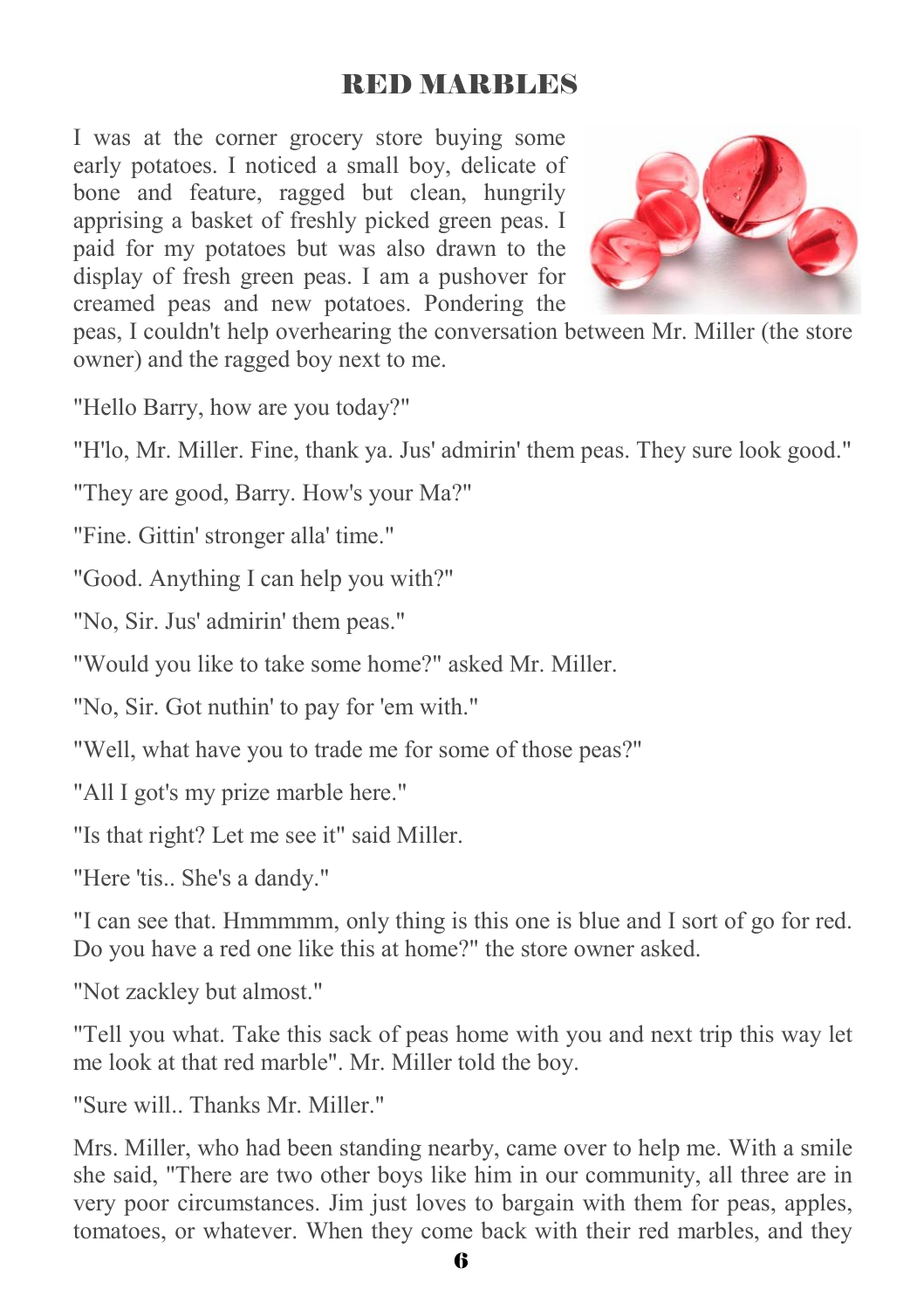# RED MARBLES

I was at the corner grocery store buying some early potatoes. I noticed a small boy, delicate of bone and feature, ragged but clean, hungrily apprising a basket of freshly picked green peas. I paid for my potatoes but was also drawn to the display of fresh green peas. I am a pushover for creamed peas and new potatoes. Pondering the peas, I couldn't help overhearing the conversation between Mr. Miller (the store owner) and the ragged boy next to me.

"Hello Barry, how are you today?"

"H'lo, Mr. Miller. Fine, thank ya. Jus' admirin' them peas. They sure look good."

"They are good, Barry. How's your Ma?"

"Fine. Gittin' stronger alla' time."

"Good. Anything I can help you with?"

"No, Sir. Jus' admirin' them peas."

"Would you like to take some home?" asked Mr. Miller.

"No, Sir. Got nuthin' to pay for 'em with."

"Well, what have you to trade me for some of those peas?"

"All I got's my prize marble here."

"Is that right? Let me see it" said Miller.

"Here 'tis.. She's a dandy."

"I can see that. Hmmmmm, only thing is this one is blue and I sort of go for red. Do you have a red one like this at home?" the store owner asked.

"Not zackley but almost."

"Tell you what. Take this sack of peas home with you and next trip this way let me look at that red marble". Mr. Miller told the boy.

"Sure will.. Thanks Mr. Miller."

Mrs. Miller, who had been standing nearby, came over to help me. With a smile she said, "There are two other boys like him in our community, all three are in very poor circumstances. Jim just loves to bargain with them for peas, apples, tomatoes, or whatever. When they come back with their red marbles, and they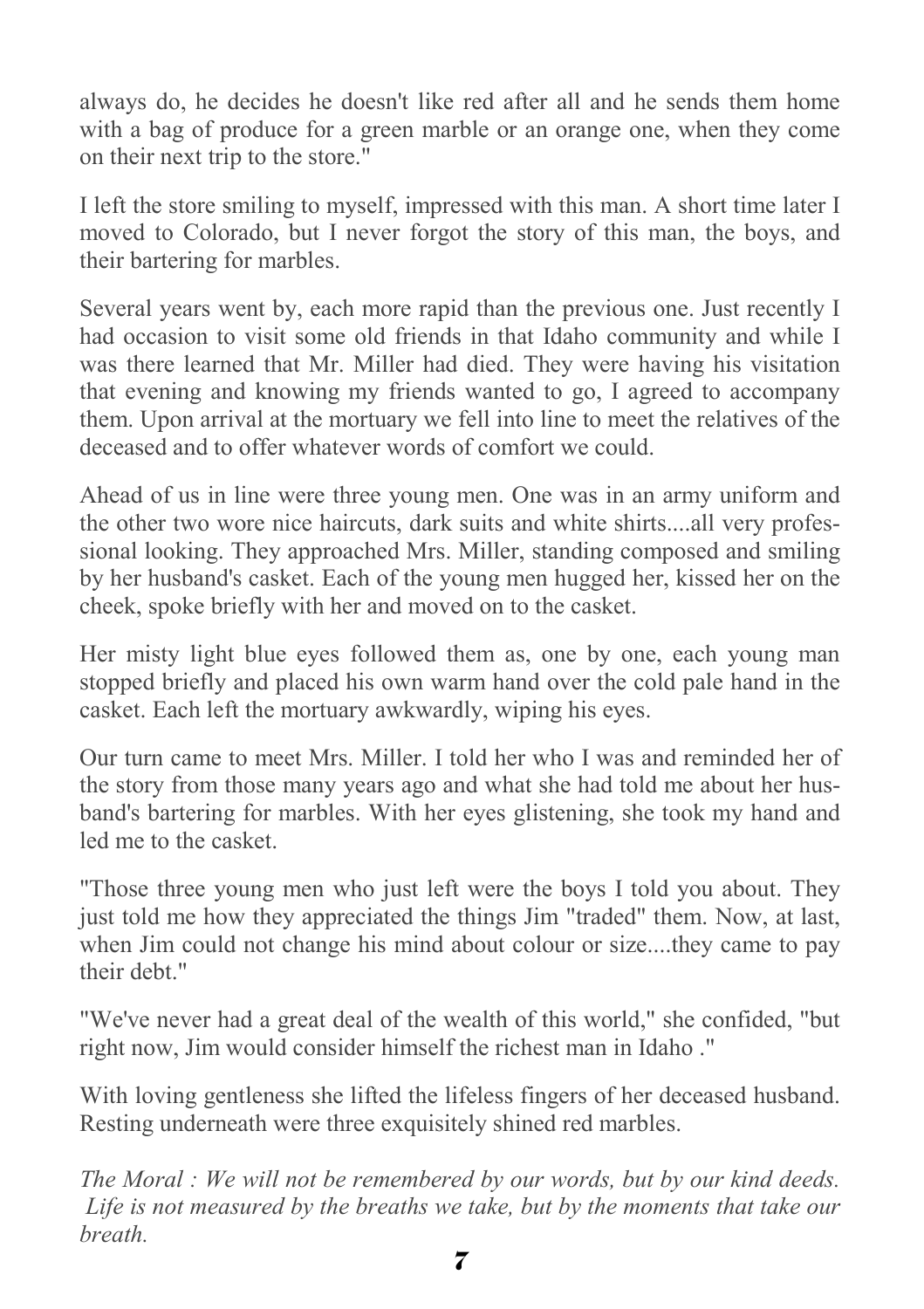always do, he decides he doesn't like red after all and he sends them home with a bag of produce for a green marble or an orange one, when they come on their next trip to the store."

I left the store smiling to myself, impressed with this man. A short time later I moved to Colorado, but I never forgot the story of this man, the boys, and their bartering for marbles.

Several years went by, each more rapid than the previous one. Just recently I had occasion to visit some old friends in that Idaho community and while I was there learned that Mr. Miller had died. They were having his visitation that evening and knowing my friends wanted to go, I agreed to accompany them. Upon arrival at the mortuary we fell into line to meet the relatives of the deceased and to offer whatever words of comfort we could.

Ahead of us in line were three young men. One was in an army uniform and the other two wore nice haircuts, dark suits and white shirts....all very professional looking. They approached Mrs. Miller, standing composed and smiling by her husband's casket. Each of the young men hugged her, kissed her on the cheek, spoke briefly with her and moved on to the casket.

Her misty light blue eyes followed them as, one by one, each young man stopped briefly and placed his own warm hand over the cold pale hand in the casket. Each left the mortuary awkwardly, wiping his eyes.

Our turn came to meet Mrs. Miller. I told her who I was and reminded her of the story from those many years ago and what she had told me about her husband's bartering for marbles. With her eyes glistening, she took my hand and led me to the casket.

"Those three young men who just left were the boys I told you about. They just told me how they appreciated the things Jim "traded" them. Now, at last, when Jim could not change his mind about colour or size....they came to pay their debt."

"We've never had a great deal of the wealth of this world," she confided, "but right now, Jim would consider himself the richest man in Idaho ."

With loving gentleness she lifted the lifeless fingers of her deceased husband. Resting underneath were three exquisitely shined red marbles.

*The Moral : We will not be remembered by our words, but by our kind deeds. Life is not measured by the breaths we take, but by the moments that take our breath.*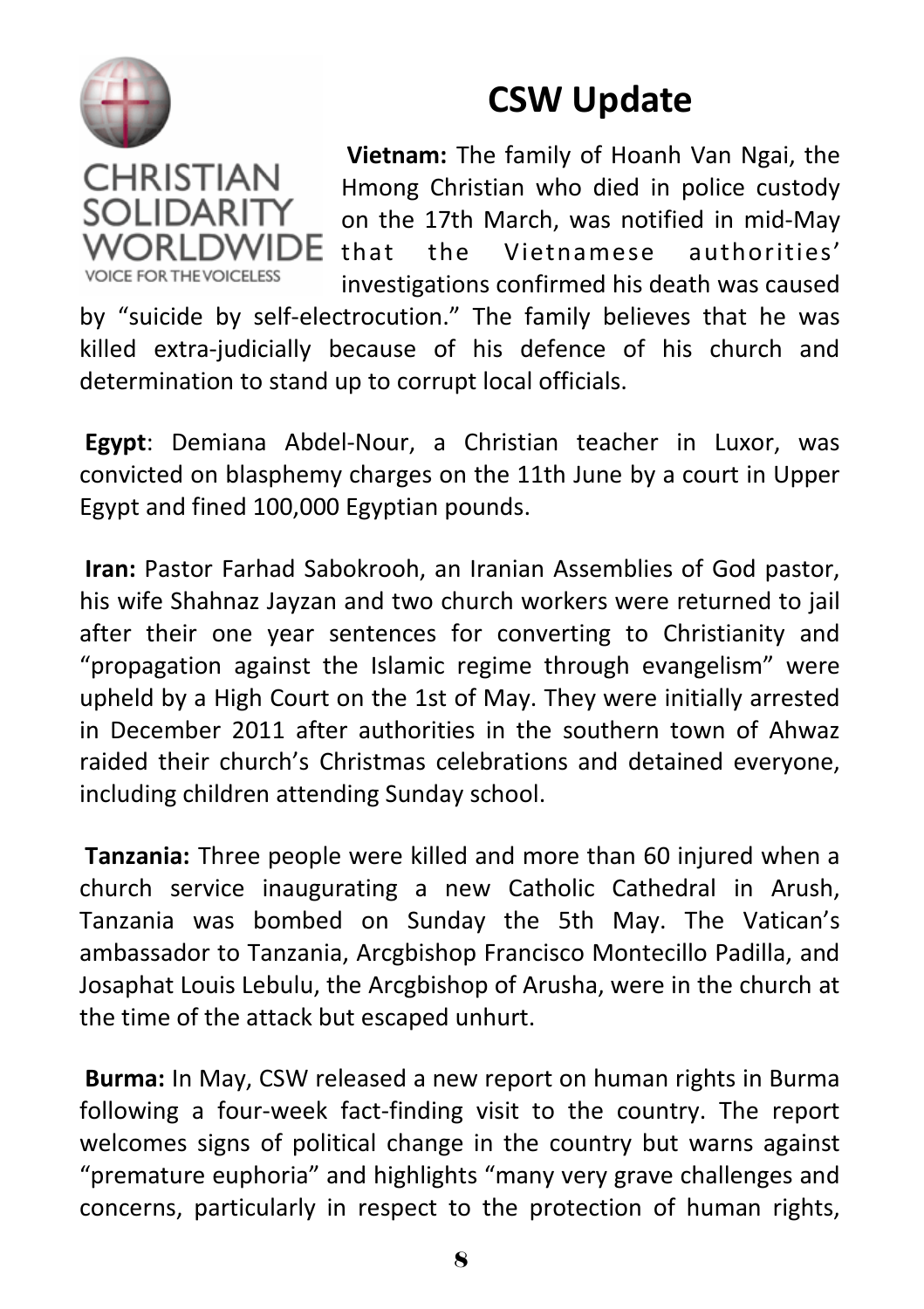## CSW Update

**Vietnam:** The family of Hoanh Van Ngai, the Hmong Christian who died in police custody on the 17th March, was notified in mid-May that the Vietnamese authorities' investigations confirmed his death was caused by "suicide by self-electrocution." The family believes that he was killed extra-judicially because of his defence of his church and determination to stand up to corrupt local officials.

**Egypt**: Demiana Abdel-Nour, a Christian teacher in Luxor, was convicted on blasphemy charges on the 11th June by a court in Upper Egypt and fined 100,000 Egyptian pounds.

**Iran:** Pastor Farhad Sabokrooh, an Iranian Assemblies of God pastor, his wife Shahnaz Jayzan and two church workers were returned to jail after their one year sentences for converting to Christianity and "propagation against the Islamic regime through evangelism" were upheld by a High Court on the 1st of May. They were initially arrested in December 2011 after authorities in the southern town of Ahwaz raided their church's Christmas celebrations and detained everyone, including children attending Sunday school.

**Tanzania:** Three people were killed and more than 60 injured when a church service inaugurating a new Catholic Cathedral in Arush, Tanzania was bombed on Sunday the 5th May. The Vatican's ambassador to Tanzania, Arcgbishop Francisco Montecillo Padilla, and Josaphat Louis Lebulu, the Arcgbishop of Arusha, were in the church at the time of the attack but escaped unhurt.

**Burma:** In May, CSW released a new report on human rights in Burma following a four-week fact-finding visit to the country. The report welcomes signs of political change in the country but warns against "premature euphoria" and highlights "many very grave challenges and concerns, particularly in respect to the protection of human rights,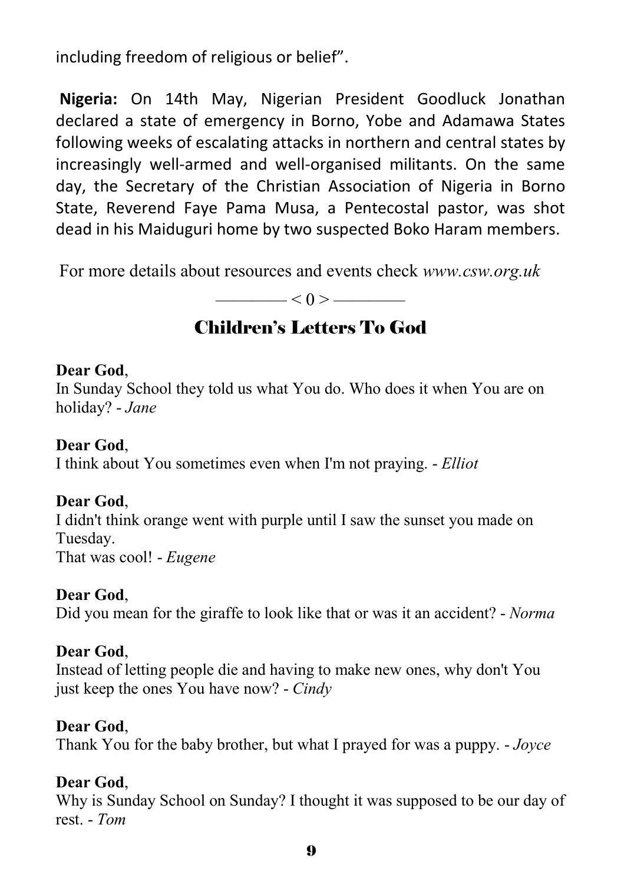including freedom of religious or belief”.

**Nigeria:** On 14th May, Nigerian President Goodluck Jonathan declared a state of emergency in Borno, Yobe and Adamawa States following weeks of escalating attacks in northern and central states by increasingly well-armed and well-organised militants. On the same day, the Secretary of the Christian Association of Nigeria in Borno State, Reverend Faye Pama Musa, a Pentecostal pastor, was shot dead in his Maiduguri home by two suspected Boko Haram members.

For more details about resources and events check *www.csw.org.uk*

———— < 0 > ————

## Children’s Letters To God

**Dear God**,
In Sunday School they told us what You do. Who does it when You are on holiday? - *Jane*

**Dear God**,
I think about You sometimes even when I'm not praying. - *Elliot*

**Dear God**,
I didn't think orange went with purple until I saw the sunset you made on Tuesday.
That was cool! - *Eugene*

**Dear God**,
Did you mean for the giraffe to look like that or was it an accident? - *Norma*

**Dear God**,
Instead of letting people die and having to make new ones, why don't You just keep the ones You have now? - *Cindy*

**Dear God**,
Thank You for the baby brother, but what I prayed for was a puppy. - *Joyce*

**Dear God**,
Why is Sunday School on Sunday? I thought it was supposed to be our day of rest. - *Tom*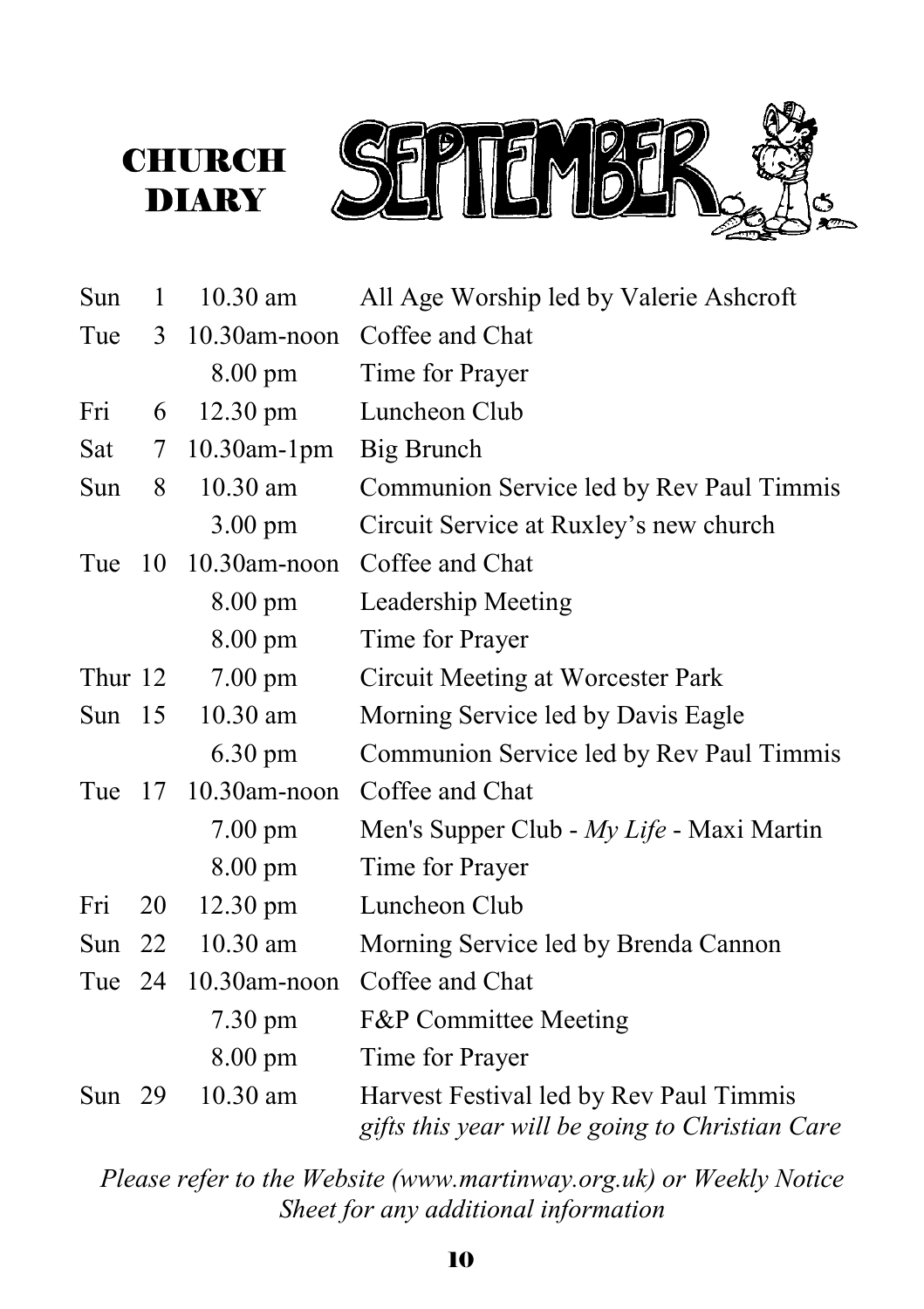# CHURCH DIARY

## SEPTEMBER

| Day | Date | Time | Event |
|---|---|---|---|
| Sun | 1 | 10.30 am | All Age Worship led by Valerie Ashcroft |
| Tue | 3 | 10.30am-noon | Coffee and Chat |
| | | 8.00 pm | Time for Prayer |
| Fri | 6 | 12.30 pm | Luncheon Club |
| Sat | 7 | 10.30am-1pm | Big Brunch |
| Sun | 8 | 10.30 am | Communion Service led by Rev Paul Timmis |
| | | 3.00 pm | Circuit Service at Ruxley's new church |
| Tue | 10 | 10.30am-noon | Coffee and Chat |
| | | 8.00 pm | Leadership Meeting |
| | | 8.00 pm | Time for Prayer |
| Thur | 12 | 7.00 pm | Circuit Meeting at Worcester Park |
| Sun | 15 | 10.30 am | Morning Service led by Davis Eagle |
| | | 6.30 pm | Communion Service led by Rev Paul Timmis |
| Tue | 17 | 10.30am-noon | Coffee and Chat |
| | | 7.00 pm | Men's Supper Club - *My Life* - Maxi Martin |
| | | 8.00 pm | Time for Prayer |
| Fri | 20 | 12.30 pm | Luncheon Club |
| Sun | 22 | 10.30 am | Morning Service led by Brenda Cannon |
| Tue | 24 | 10.30am-noon | Coffee and Chat |
| | | 7.30 pm | F&P Committee Meeting |
| | | 8.00 pm | Time for Prayer |
| Sun | 29 | 10.30 am | Harvest Festival led by Rev Paul Timmis *gifts this year will be going to Christian Care* |

*Please refer to the Website (www.martinway.org.uk) or Weekly Notice Sheet for any additional information*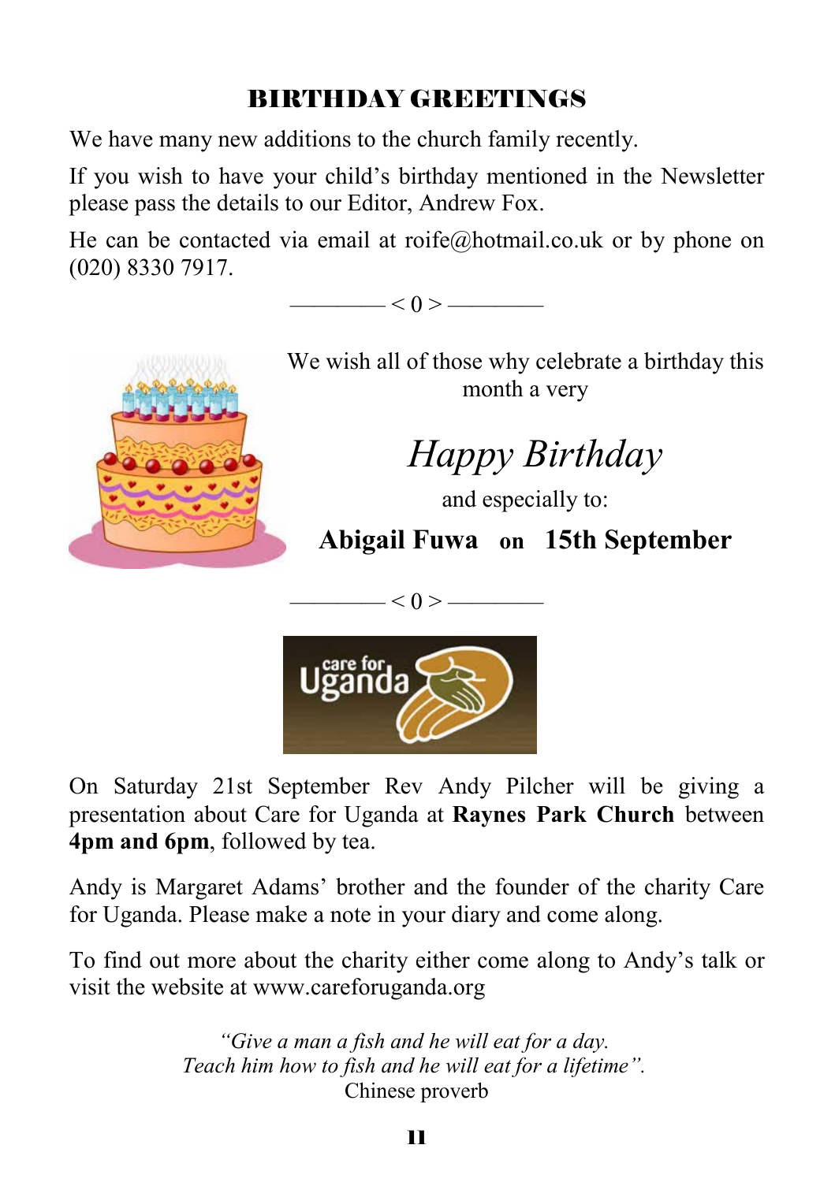## BIRTHDAY GREETINGS

We have many new additions to the church family recently.

If you wish to have your child's birthday mentioned in the Newsletter please pass the details to our Editor, Andrew Fox.

He can be contacted via email at roife@hotmail.co.uk or by phone on (020) 8330 7917.

———— < 0 > ————

We wish all of those why celebrate a birthday this month a very

*Happy Birthday*

and especially to:

**Abigail Fuwa on 15th September**

———— < 0 > ————

On Saturday 21st September Rev Andy Pilcher will be giving a presentation about Care for Uganda at **Raynes Park Church** between **4pm and 6pm**, followed by tea.

Andy is Margaret Adams' brother and the founder of the charity Care for Uganda. Please make a note in your diary and come along.

To find out more about the charity either come along to Andy's talk or visit the website at www.careforuganda.org

*"Give a man a fish and he will eat for a day.*
*Teach him how to fish and he will eat for a lifetime".*
Chinese proverb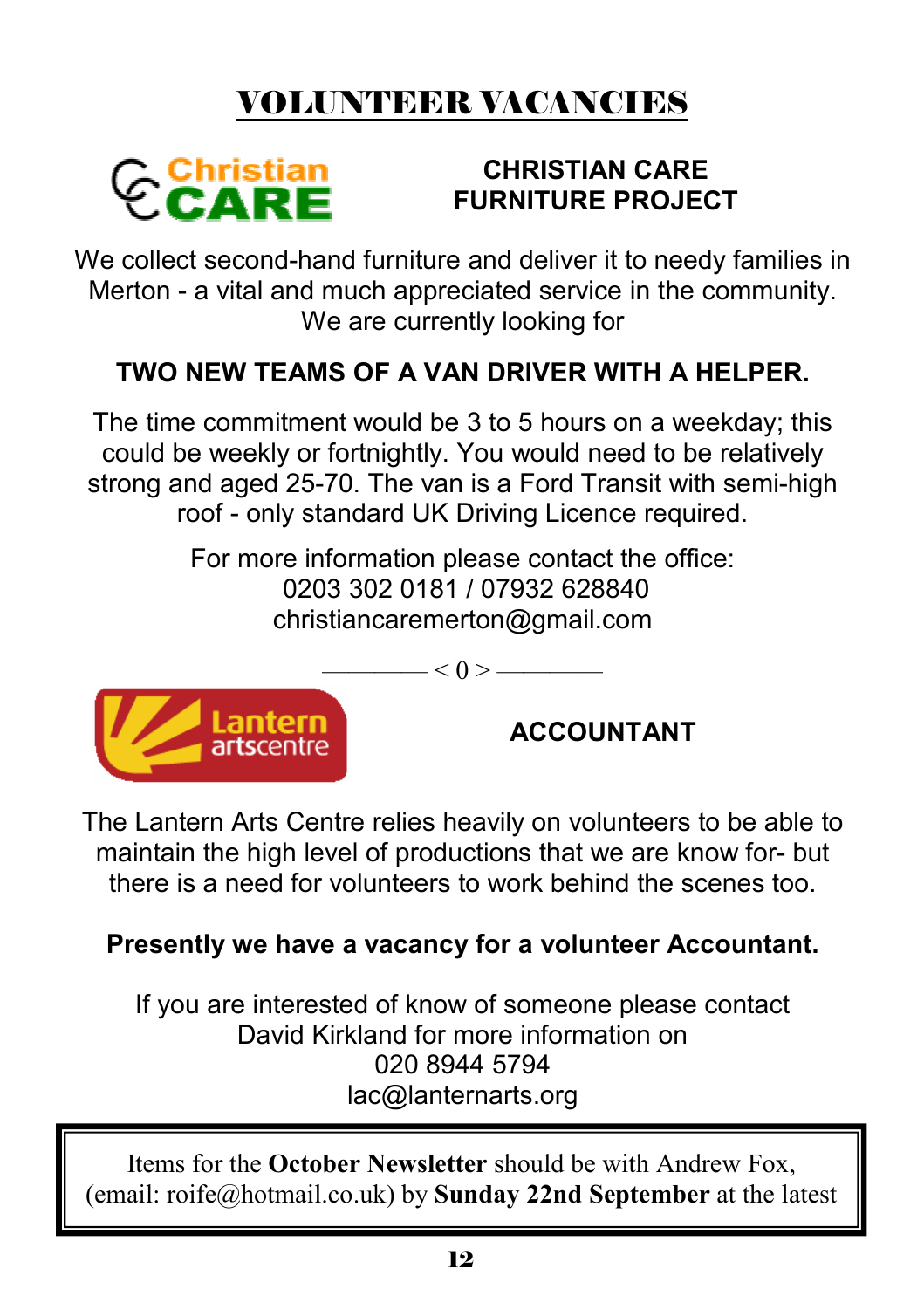# VOLUNTEER VACANCIES

Christian CARE

## CHRISTIAN CARE FURNITURE PROJECT

We collect second-hand furniture and deliver it to needy families in Merton - a vital and much appreciated service in the community. We are currently looking for

**TWO NEW TEAMS OF A VAN DRIVER WITH A HELPER.**

The time commitment would be 3 to 5 hours on a weekday; this could be weekly or fortnightly. You would need to be relatively strong and aged 25-70. The van is a Ford Transit with semi-high roof - only standard UK Driving Licence required.

For more information please contact the office:
0203 302 0181 / 07932 628840
christiancaremerton@gmail.com

———— < 0 > ————

Lantern artscentre

## ACCOUNTANT

The Lantern Arts Centre relies heavily on volunteers to be able to maintain the high level of productions that we are know for- but there is a need for volunteers to work behind the scenes too.

**Presently we have a vacancy for a volunteer Accountant.**

If you are interested of know of someone please contact David Kirkland for more information on
020 8944 5794
lac@lanternarts.org

Items for the **October Newsletter** should be with Andrew Fox, (email: roife@hotmail.co.uk) by **Sunday 22nd September** at the latest